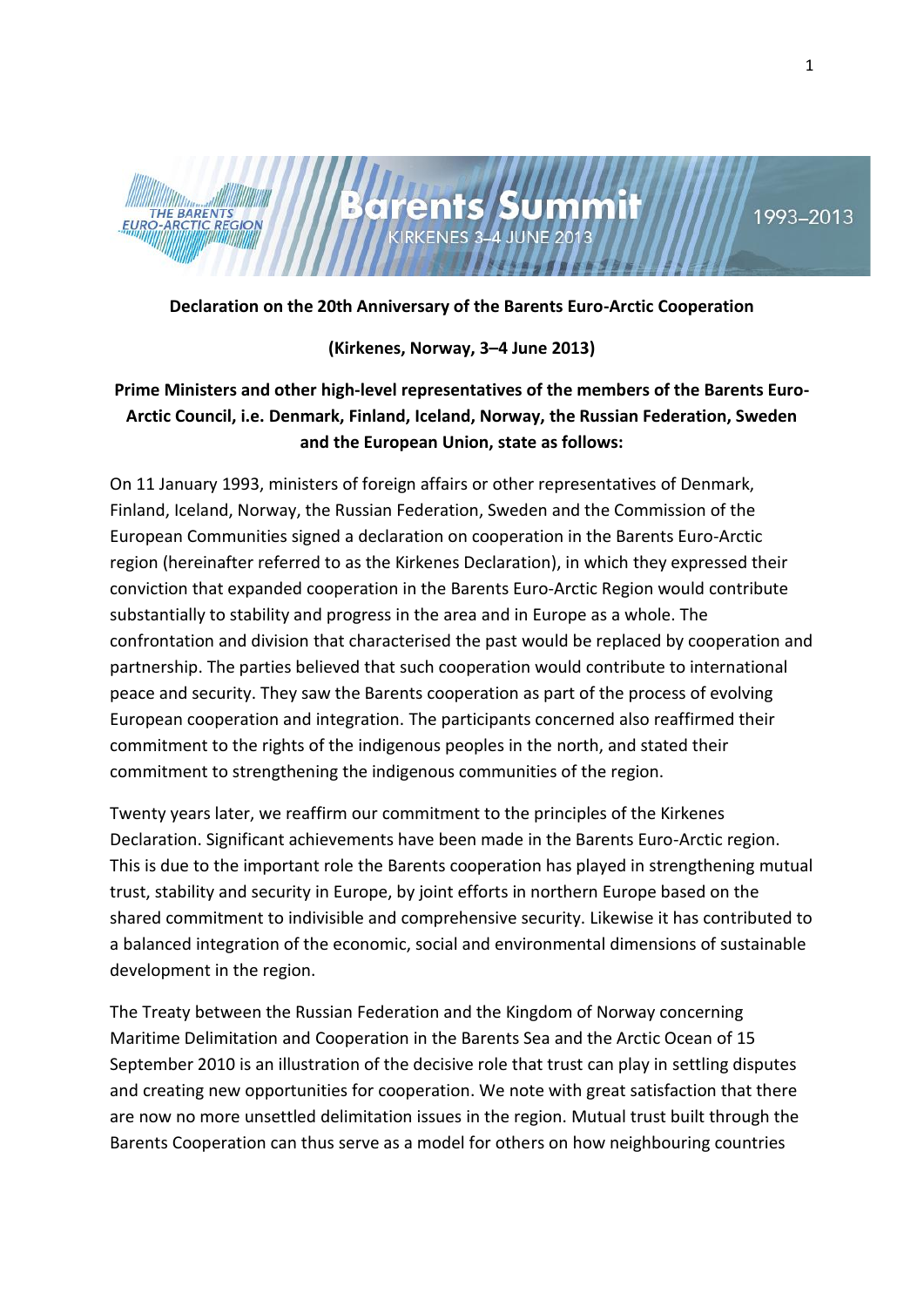**Declaration on the 20th Anniversary of the Barents Euro-Arctic Cooperation**

**(Kirkenes, Norway, 3–4 June 2013)**

**Prime Ministers and other high-level representatives of the members of the Barents Euro-Arctic Council, i.e. Denmark, Finland, Iceland, Norway, the Russian Federation, Sweden and the European Union, state as follows:**

On 11 January 1993, ministers of foreign affairs or other representatives of Denmark, Finland, Iceland, Norway, the Russian Federation, Sweden and the Commission of the European Communities signed a declaration on cooperation in the Barents Euro-Arctic region (hereinafter referred to as the Kirkenes Declaration), in which they expressed their conviction that expanded cooperation in the Barents Euro-Arctic Region would contribute substantially to stability and progress in the area and in Europe as a whole. The confrontation and division that characterised the past would be replaced by cooperation and partnership. The parties believed that such cooperation would contribute to international peace and security. They saw the Barents cooperation as part of the process of evolving European cooperation and integration. The participants concerned also reaffirmed their commitment to the rights of the indigenous peoples in the north, and stated their commitment to strengthening the indigenous communities of the region.

Twenty years later, we reaffirm our commitment to the principles of the Kirkenes Declaration. Significant achievements have been made in the Barents Euro-Arctic region. This is due to the important role the Barents cooperation has played in strengthening mutual trust, stability and security in Europe, by joint efforts in northern Europe based on the shared commitment to indivisible and comprehensive security. Likewise it has contributed to a balanced integration of the economic, social and environmental dimensions of sustainable development in the region.

The Treaty between the Russian Federation and the Kingdom of Norway concerning Maritime Delimitation and Cooperation in the Barents Sea and the Arctic Ocean of 15 September 2010 is an illustration of the decisive role that trust can play in settling disputes and creating new opportunities for cooperation. We note with great satisfaction that there are now no more unsettled delimitation issues in the region. Mutual trust built through the Barents Cooperation can thus serve as a model for others on how neighbouring countries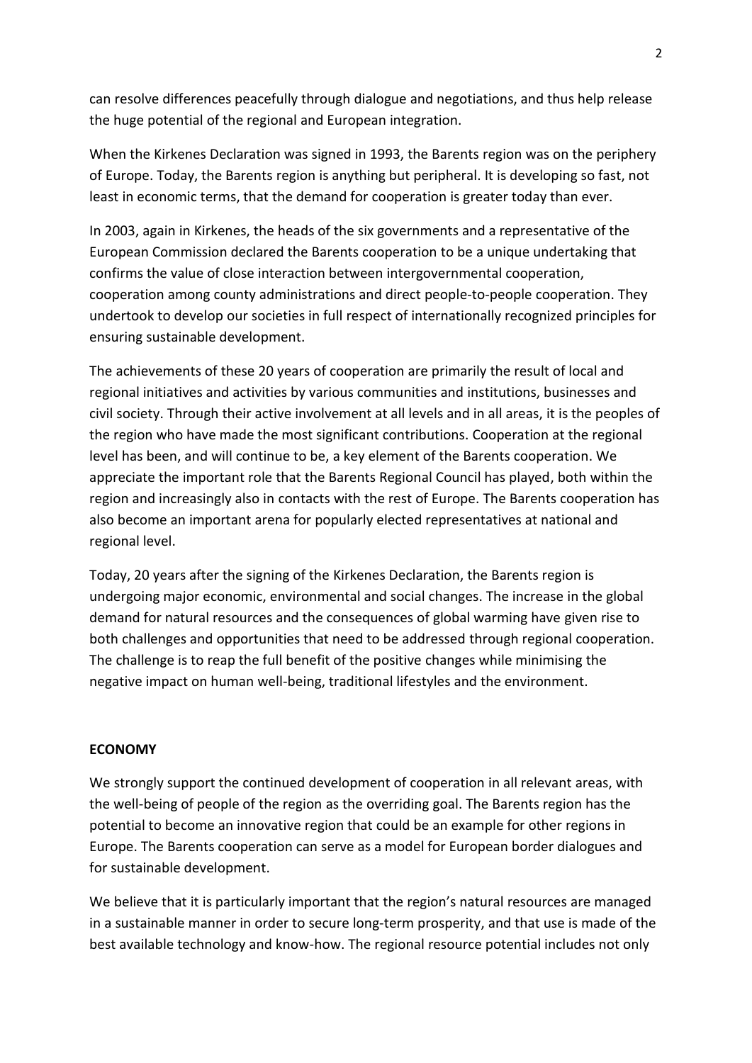can resolve differences peacefully through dialogue and negotiations, and thus help release the huge potential of the regional and European integration.

When the Kirkenes Declaration was signed in 1993, the Barents region was on the periphery of Europe. Today, the Barents region is anything but peripheral. It is developing so fast, not least in economic terms, that the demand for cooperation is greater today than ever.

In 2003, again in Kirkenes, the heads of the six governments and a representative of the European Commission declared the Barents cooperation to be a unique undertaking that confirms the value of close interaction between intergovernmental cooperation, cooperation among county administrations and direct people-to-people cooperation. They undertook to develop our societies in full respect of internationally recognized principles for ensuring sustainable development.

The achievements of these 20 years of cooperation are primarily the result of local and regional initiatives and activities by various communities and institutions, businesses and civil society. Through their active involvement at all levels and in all areas, it is the peoples of the region who have made the most significant contributions. Cooperation at the regional level has been, and will continue to be, a key element of the Barents cooperation. We appreciate the important role that the Barents Regional Council has played, both within the region and increasingly also in contacts with the rest of Europe. The Barents cooperation has also become an important arena for popularly elected representatives at national and regional level.

Today, 20 years after the signing of the Kirkenes Declaration, the Barents region is undergoing major economic, environmental and social changes. The increase in the global demand for natural resources and the consequences of global warming have given rise to both challenges and opportunities that need to be addressed through regional cooperation. The challenge is to reap the full benefit of the positive changes while minimising the negative impact on human well-being, traditional lifestyles and the environment.

**ECONOMY**

We strongly support the continued development of cooperation in all relevant areas, with the well-being of people of the region as the overriding goal. The Barents region has the potential to become an innovative region that could be an example for other regions in Europe. The Barents cooperation can serve as a model for European border dialogues and for sustainable development.

We believe that it is particularly important that the region's natural resources are managed in a sustainable manner in order to secure long-term prosperity, and that use is made of the best available technology and know-how. The regional resource potential includes not only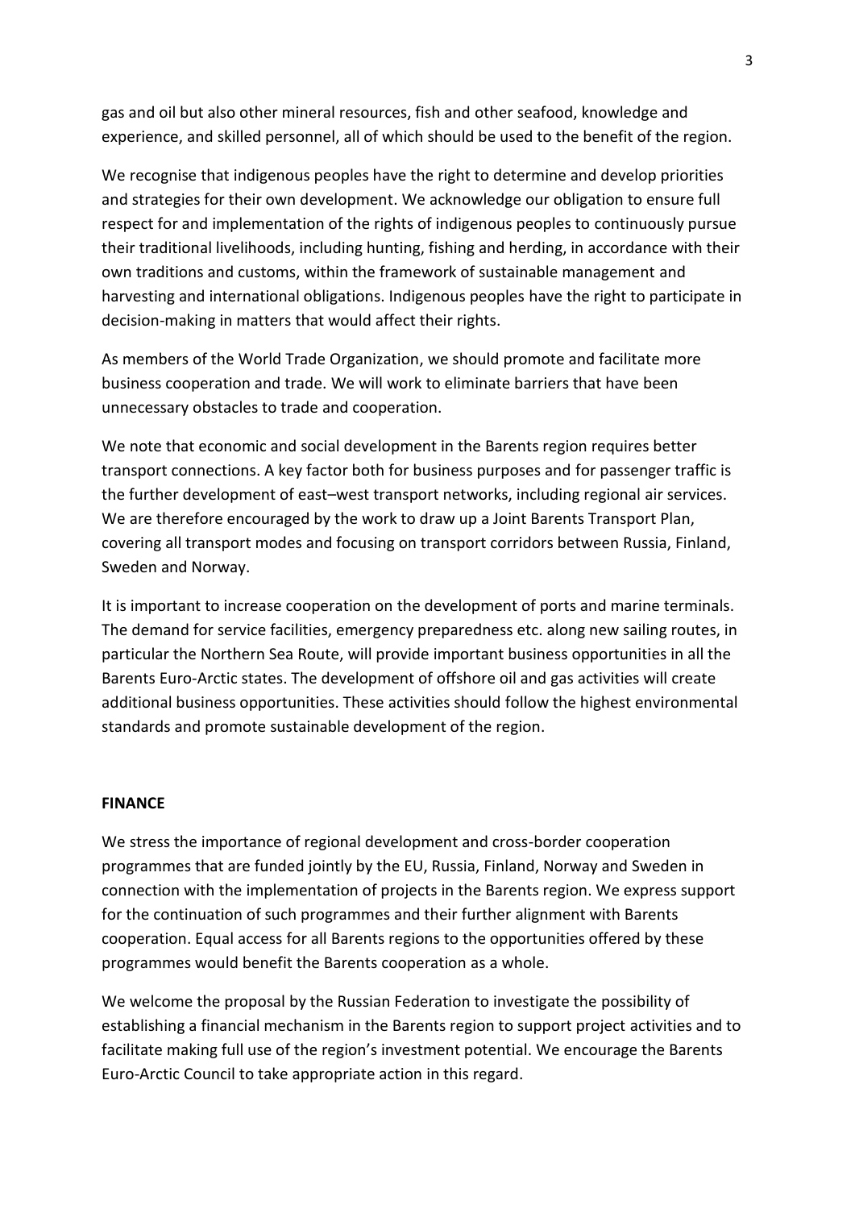gas and oil but also other mineral resources, fish and other seafood, knowledge and experience, and skilled personnel, all of which should be used to the benefit of the region.

We recognise that indigenous peoples have the right to determine and develop priorities and strategies for their own development. We acknowledge our obligation to ensure full respect for and implementation of the rights of indigenous peoples to continuously pursue their traditional livelihoods, including hunting, fishing and herding, in accordance with their own traditions and customs, within the framework of sustainable management and harvesting and international obligations. Indigenous peoples have the right to participate in decision-making in matters that would affect their rights.

As members of the World Trade Organization, we should promote and facilitate more business cooperation and trade. We will work to eliminate barriers that have been unnecessary obstacles to trade and cooperation.

We note that economic and social development in the Barents region requires better transport connections. A key factor both for business purposes and for passenger traffic is the further development of east–west transport networks, including regional air services. We are therefore encouraged by the work to draw up a Joint Barents Transport Plan, covering all transport modes and focusing on transport corridors between Russia, Finland, Sweden and Norway.

It is important to increase cooperation on the development of ports and marine terminals. The demand for service facilities, emergency preparedness etc. along new sailing routes, in particular the Northern Sea Route, will provide important business opportunities in all the Barents Euro-Arctic states. The development of offshore oil and gas activities will create additional business opportunities. These activities should follow the highest environmental standards and promote sustainable development of the region.

**FINANCE**

We stress the importance of regional development and cross-border cooperation programmes that are funded jointly by the EU, Russia, Finland, Norway and Sweden in connection with the implementation of projects in the Barents region. We express support for the continuation of such programmes and their further alignment with Barents cooperation. Equal access for all Barents regions to the opportunities offered by these programmes would benefit the Barents cooperation as a whole.

We welcome the proposal by the Russian Federation to investigate the possibility of establishing a financial mechanism in the Barents region to support project activities and to facilitate making full use of the region's investment potential. We encourage the Barents Euro-Arctic Council to take appropriate action in this regard.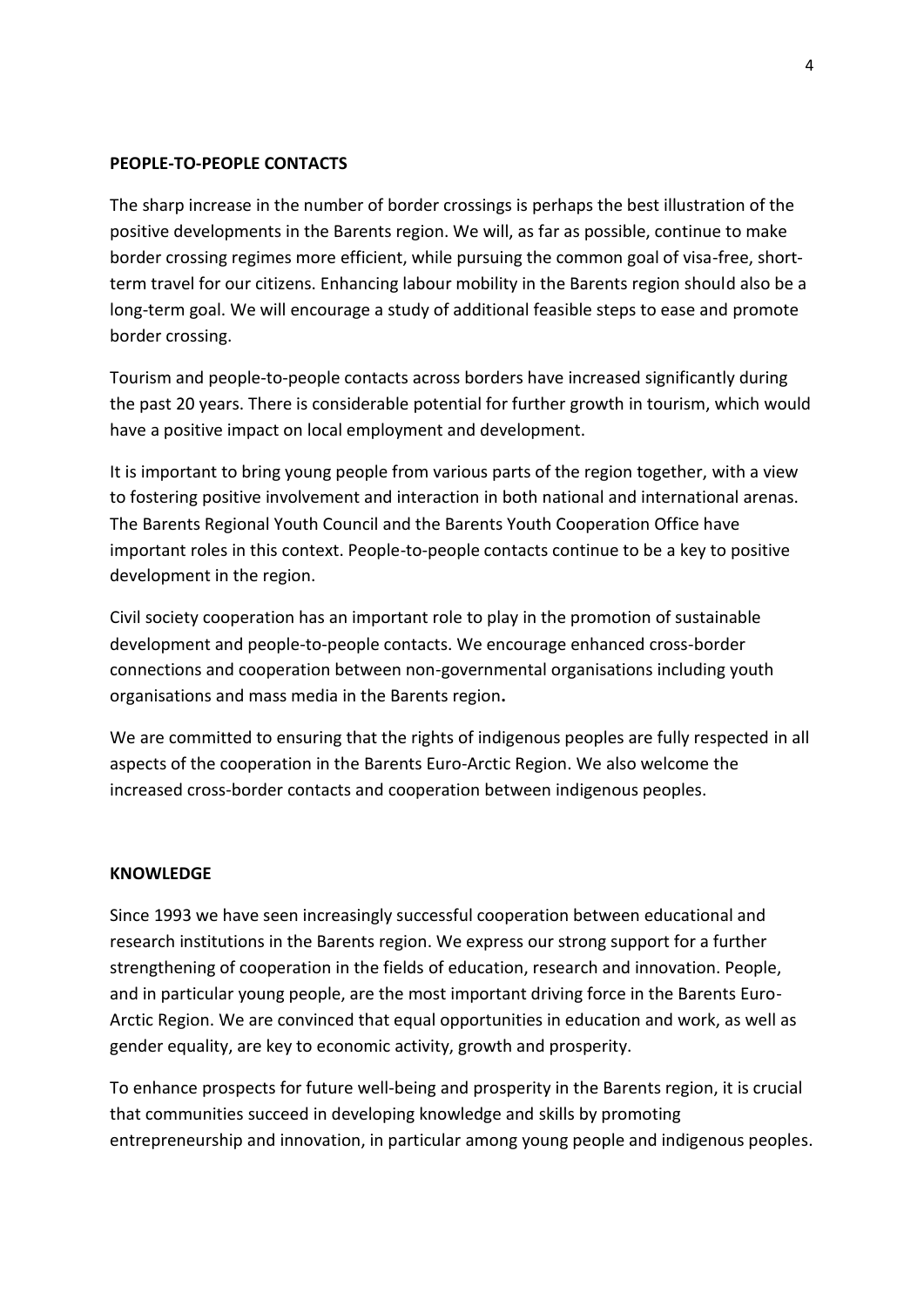**PEOPLE-TO-PEOPLE CONTACTS**

The sharp increase in the number of border crossings is perhaps the best illustration of the positive developments in the Barents region. We will, as far as possible, continue to make border crossing regimes more efficient, while pursuing the common goal of visa-free, short-term travel for our citizens. Enhancing labour mobility in the Barents region should also be a long-term goal. We will encourage a study of additional feasible steps to ease and promote border crossing.

Tourism and people-to-people contacts across borders have increased significantly during the past 20 years. There is considerable potential for further growth in tourism, which would have a positive impact on local employment and development.

It is important to bring young people from various parts of the region together, with a view to fostering positive involvement and interaction in both national and international arenas. The Barents Regional Youth Council and the Barents Youth Cooperation Office have important roles in this context. People-to-people contacts continue to be a key to positive development in the region.

Civil society cooperation has an important role to play in the promotion of sustainable development and people-to-people contacts. We encourage enhanced cross-border connections and cooperation between non-governmental organisations including youth organisations and mass media in the Barents region.

We are committed to ensuring that the rights of indigenous peoples are fully respected in all aspects of the cooperation in the Barents Euro-Arctic Region. We also welcome the increased cross-border contacts and cooperation between indigenous peoples.

**KNOWLEDGE**

Since 1993 we have seen increasingly successful cooperation between educational and research institutions in the Barents region. We express our strong support for a further strengthening of cooperation in the fields of education, research and innovation. People, and in particular young people, are the most important driving force in the Barents Euro-Arctic Region. We are convinced that equal opportunities in education and work, as well as gender equality, are key to economic activity, growth and prosperity.

To enhance prospects for future well-being and prosperity in the Barents region, it is crucial that communities succeed in developing knowledge and skills by promoting entrepreneurship and innovation, in particular among young people and indigenous peoples.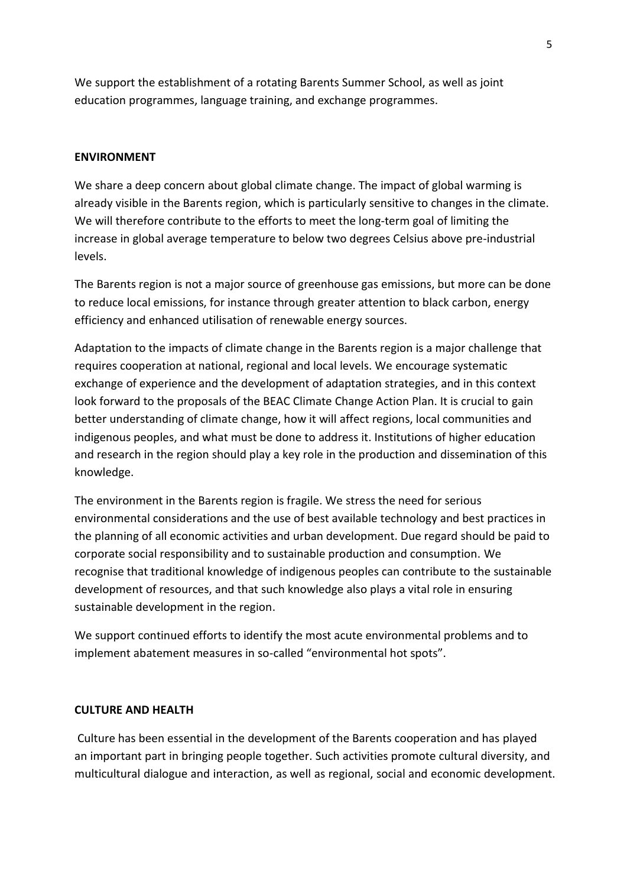We support the establishment of a rotating Barents Summer School, as well as joint education programmes, language training, and exchange programmes.

**ENVIRONMENT**

We share a deep concern about global climate change. The impact of global warming is already visible in the Barents region, which is particularly sensitive to changes in the climate. We will therefore contribute to the efforts to meet the long-term goal of limiting the increase in global average temperature to below two degrees Celsius above pre-industrial levels.

The Barents region is not a major source of greenhouse gas emissions, but more can be done to reduce local emissions, for instance through greater attention to black carbon, energy efficiency and enhanced utilisation of renewable energy sources.

Adaptation to the impacts of climate change in the Barents region is a major challenge that requires cooperation at national, regional and local levels. We encourage systematic exchange of experience and the development of adaptation strategies, and in this context look forward to the proposals of the BEAC Climate Change Action Plan. It is crucial to gain better understanding of climate change, how it will affect regions, local communities and indigenous peoples, and what must be done to address it. Institutions of higher education and research in the region should play a key role in the production and dissemination of this knowledge.

The environment in the Barents region is fragile. We stress the need for serious environmental considerations and the use of best available technology and best practices in the planning of all economic activities and urban development. Due regard should be paid to corporate social responsibility and to sustainable production and consumption. We recognise that traditional knowledge of indigenous peoples can contribute to the sustainable development of resources, and that such knowledge also plays a vital role in ensuring sustainable development in the region.

We support continued efforts to identify the most acute environmental problems and to implement abatement measures in so-called "environmental hot spots".

**CULTURE AND HEALTH**

Culture has been essential in the development of the Barents cooperation and has played an important part in bringing people together. Such activities promote cultural diversity, and multicultural dialogue and interaction, as well as regional, social and economic development.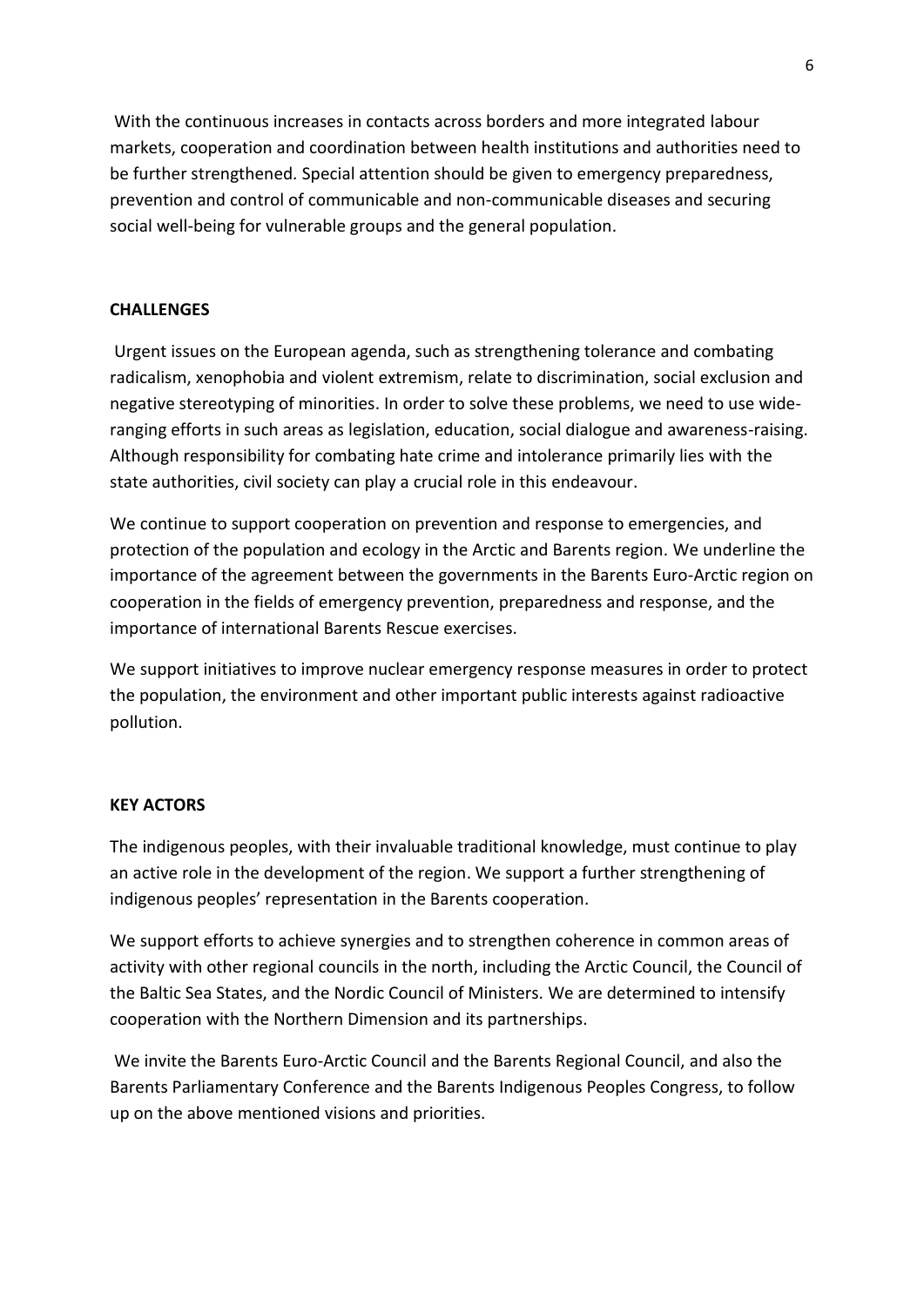With the continuous increases in contacts across borders and more integrated labour markets, cooperation and coordination between health institutions and authorities need to be further strengthened. Special attention should be given to emergency preparedness, prevention and control of communicable and non-communicable diseases and securing social well-being for vulnerable groups and the general population.

**CHALLENGES**

Urgent issues on the European agenda, such as strengthening tolerance and combating radicalism, xenophobia and violent extremism, relate to discrimination, social exclusion and negative stereotyping of minorities. In order to solve these problems, we need to use wide-ranging efforts in such areas as legislation, education, social dialogue and awareness-raising. Although responsibility for combating hate crime and intolerance primarily lies with the state authorities, civil society can play a crucial role in this endeavour.

We continue to support cooperation on prevention and response to emergencies, and protection of the population and ecology in the Arctic and Barents region. We underline the importance of the agreement between the governments in the Barents Euro-Arctic region on cooperation in the fields of emergency prevention, preparedness and response, and the importance of international Barents Rescue exercises.

We support initiatives to improve nuclear emergency response measures in order to protect the population, the environment and other important public interests against radioactive pollution.

**KEY ACTORS**

The indigenous peoples, with their invaluable traditional knowledge, must continue to play an active role in the development of the region. We support a further strengthening of indigenous peoples' representation in the Barents cooperation.

We support efforts to achieve synergies and to strengthen coherence in common areas of activity with other regional councils in the north, including the Arctic Council, the Council of the Baltic Sea States, and the Nordic Council of Ministers. We are determined to intensify cooperation with the Northern Dimension and its partnerships.

We invite the Barents Euro-Arctic Council and the Barents Regional Council, and also the Barents Parliamentary Conference and the Barents Indigenous Peoples Congress, to follow up on the above mentioned visions and priorities.